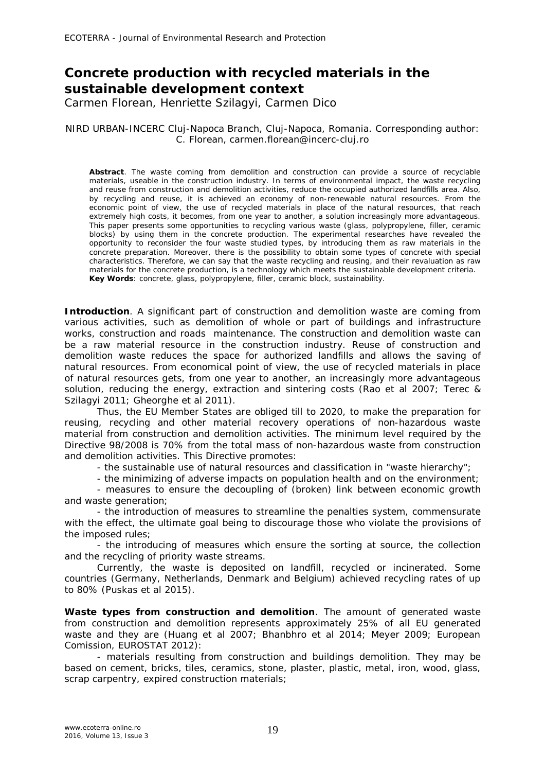# Concrete production with recycled materials in the sustainable development context

Carmen Florean, Henriette Szilagyi, Carmen Dico

NIRD URBAN-INCERC Cluj-Napoca Branch, Cluj-Napoca, Romania. Corresponding author: C. Florean, carmen.florean@incerc-cluj.ro

**Abstract**. The waste coming from demolition and construction can provide a source of recyclable materials, useable in the construction industry. In terms of environmental impact, the waste recycling and reuse from construction and demolition activities, reduce the occupied authorized landfills area. Also, by recycling and reuse, it is achieved an economy of non-renewable natural resources. From the economic point of view, the use of recycled materials in place of the natural resources, that reach extremely high costs, it becomes, from one year to another, a solution increasingly more advantageous. This paper presents some opportunities to recycling various waste (glass, polypropylene, filler, ceramic blocks) by using them in the concrete production. The experimental researches have revealed the opportunity to reconsider the four waste studied types, by introducing them as raw materials in the concrete preparation. Moreover, there is the possibility to obtain some types of concrete with special characteristics. Therefore, we can say that the waste recycling and reusing, and their revaluation as raw materials for the concrete production, is a technology which meets the sustainable development criteria.
**Key Words**: concrete, glass, polypropylene, filler, ceramic block, sustainability.

**Introduction**. A significant part of construction and demolition waste are coming from various activities, such as demolition of whole or part of buildings and infrastructure works, construction and roads maintenance. The construction and demolition waste can be a raw material resource in the construction industry. Reuse of construction and demolition waste reduces the space for authorized landfills and allows the saving of natural resources. From economical point of view, the use of recycled materials in place of natural resources gets, from one year to another, an increasingly more advantageous solution, reducing the energy, extraction and sintering costs (Rao et al 2007; Terec & Szilagyi 2011; Gheorghe et al 2011).

Thus, the EU Member States are obliged till to 2020, to make the preparation for reusing, recycling and other material recovery operations of non-hazardous waste material from construction and demolition activities. The minimum level required by the Directive 98/2008 is 70% from the total mass of non-hazardous waste from construction and demolition activities. This Directive promotes:

- the sustainable use of natural resources and classification in "waste hierarchy";
- the minimizing of adverse impacts on population health and on the environment;
- measures to ensure the decoupling of (broken) link between economic growth and waste generation;
- the introduction of measures to streamline the penalties system, commensurate with the effect, the ultimate goal being to discourage those who violate the provisions of the imposed rules;
- the introducing of measures which ensure the sorting at source, the collection and the recycling of priority waste streams.

Currently, the waste is deposited on landfill, recycled or incinerated. Some countries (Germany, Netherlands, Denmark and Belgium) achieved recycling rates of up to 80% (Puskas et al 2015).

**Waste types from construction and demolition**. The amount of generated waste from construction and demolition represents approximately 25% of all EU generated waste and they are (Huang et al 2007; Bhanbhro et al 2014; Meyer 2009; European Comission, EUROSTAT 2012):

- materials resulting from construction and buildings demolition. They may be based on cement, bricks, tiles, ceramics, stone, plaster, plastic, metal, iron, wood, glass, scrap carpentry, expired construction materials;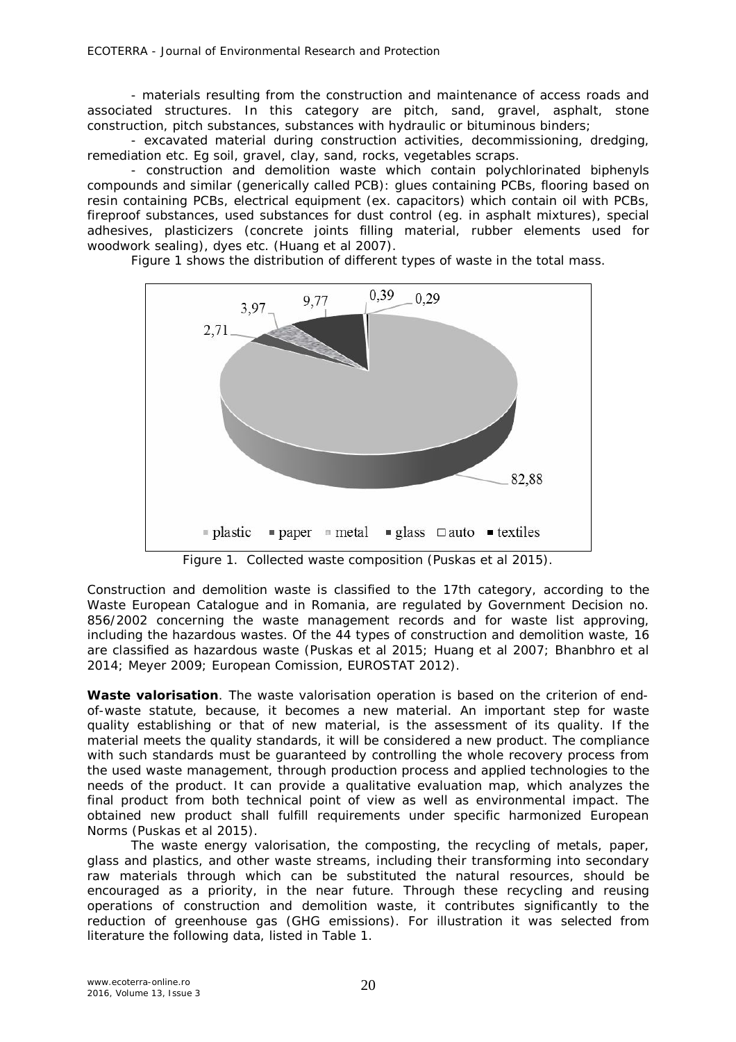- materials resulting from the construction and maintenance of access roads and associated structures. In this category are pitch, sand, gravel, asphalt, stone construction, pitch substances, substances with hydraulic or bituminous binders;

- excavated material during construction activities, decommissioning, dredging, remediation etc. Eg soil, gravel, clay, sand, rocks, vegetables scraps.

- construction and demolition waste which contain polychlorinated biphenyls compounds and similar (generically called PCB): glues containing PCBs, flooring based on resin containing PCBs, electrical equipment (ex. capacitors) which contain oil with PCBs, fireproof substances, used substances for dust control (eg. in asphalt mixtures), special adhesives, plasticizers (concrete joints filling material, rubber elements used for woodwork sealing), dyes etc. (Huang et al 2007).

Figure 1 shows the distribution of different types of waste in the total mass.

Figure 1. Collected waste composition (Puskas et al 2015).

Construction and demolition waste is classified to the 17th category, according to the Waste European Catalogue and in Romania, are regulated by Government Decision no. 856/2002 concerning the waste management records and for waste list approving, including the hazardous wastes. Of the 44 types of construction and demolition waste, 16 are classified as hazardous waste (Puskas et al 2015; Huang et al 2007; Bhanbhro et al 2014; Meyer 2009; European Comission, EUROSTAT 2012).

**Waste valorisation**. The waste valorisation operation is based on the criterion of end-of-waste statute, because, it becomes a new material. An important step for waste quality establishing or that of new material, is the assessment of its quality. If the material meets the quality standards, it will be considered a new product. The compliance with such standards must be guaranteed by controlling the whole recovery process from the used waste management, through production process and applied technologies to the needs of the product. It can provide a qualitative evaluation map, which analyzes the final product from both technical point of view as well as environmental impact. The obtained new product shall fulfill requirements under specific harmonized European Norms (Puskas et al 2015).

The waste energy valorisation, the composting, the recycling of metals, paper, glass and plastics, and other waste streams, including their transforming into secondary raw materials through which can be substituted the natural resources, should be encouraged as a priority, in the near future. Through these recycling and reusing operations of construction and demolition waste, it contributes significantly to the reduction of greenhouse gas (GHG emissions). For illustration it was selected from literature the following data, listed in Table 1.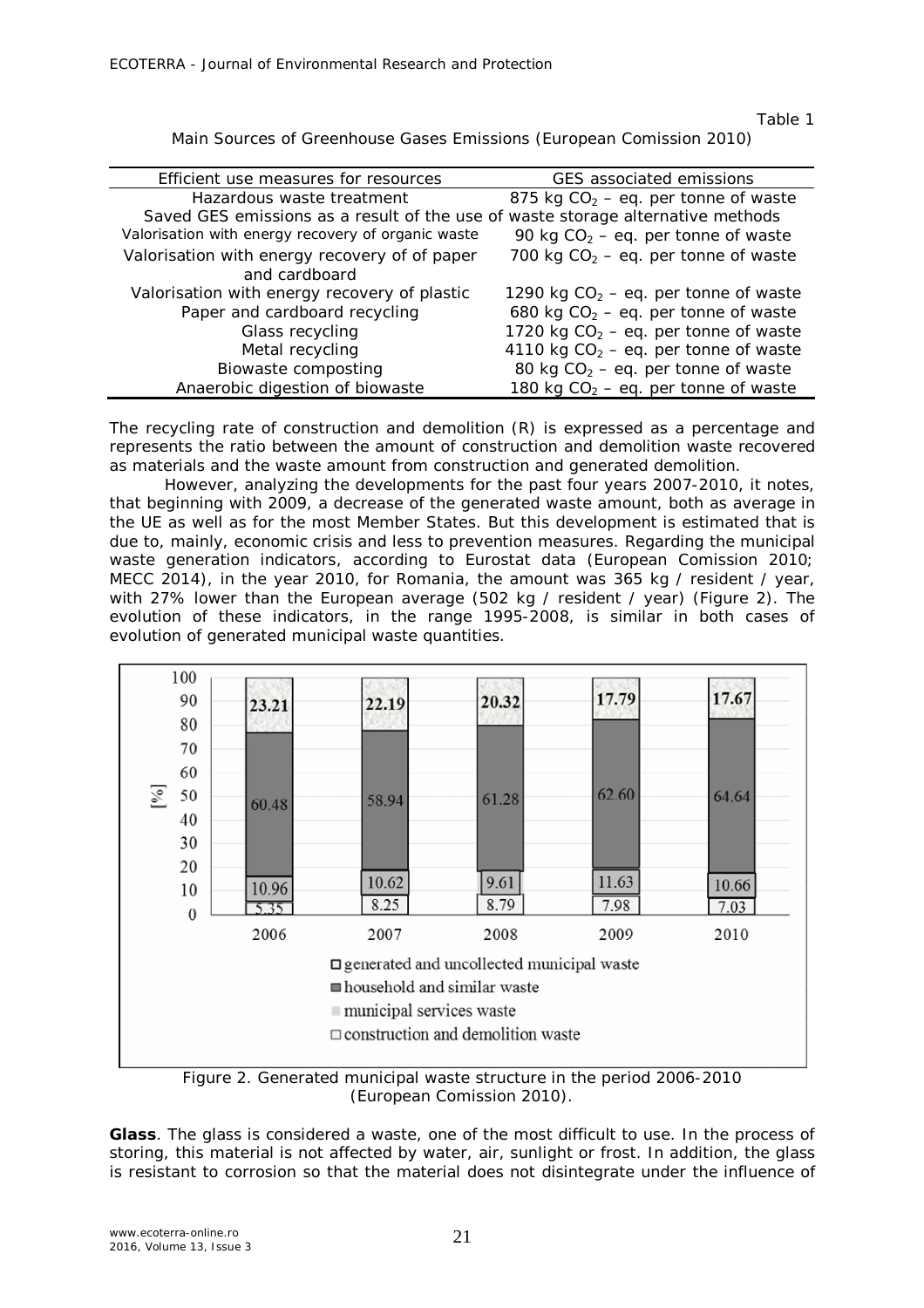Table 1

Main Sources of Greenhouse Gases Emissions (European Comission 2010)

| Efficient use measures for resources | GES associated emissions |
|---|---|
| Hazardous waste treatment | 875 kg $CO_2$ – eq. per tonne of waste |
| Saved GES emissions as a result of the use of waste storage alternative methods | |
| Valorisation with energy recovery of organic waste | 90 kg $CO_2$ – eq. per tonne of waste |
| Valorisation with energy recovery of of paper and cardboard | 700 kg $CO_2$ – eq. per tonne of waste |
| Valorisation with energy recovery of plastic | 1290 kg $CO_2$ – eq. per tonne of waste |
| Paper and cardboard recycling | 680 kg $CO_2$ – eq. per tonne of waste |
| Glass recycling | 1720 kg $CO_2$ – eq. per tonne of waste |
| Metal recycling | 4110 kg $CO_2$ – eq. per tonne of waste |
| Biowaste composting | 80 kg $CO_2$ – eq. per tonne of waste |
| Anaerobic digestion of biowaste | 180 kg $CO_2$ – eq. per tonne of waste |

The recycling rate of construction and demolition (R) is expressed as a percentage and represents the ratio between the amount of construction and demolition waste recovered as materials and the waste amount from construction and generated demolition.

However, analyzing the developments for the past four years 2007-2010, it notes, that beginning with 2009, a decrease of the generated waste amount, both as average in the UE as well as for the most Member States. But this development is estimated that is due to, mainly, economic crisis and less to prevention measures. Regarding the municipal waste generation indicators, according to Eurostat data (European Comission 2010; MECC 2014), in the year 2010, for Romania, the amount was 365 kg / resident / year, with 27% lower than the European average (502 kg / resident / year) (Figure 2). The evolution of these indicators, in the range 1995-2008, is similar in both cases of evolution of generated municipal waste quantities.

| [%] | 2006 | 2007 | 2008 | 2009 | 2010 |
|---|---|---|---|---|---|
| generated and uncollected municipal waste | 23.21 | 22.19 | 20.32 | 17.79 | 17.67 |
| household and similar waste | 60.48 | 58.94 | 61.28 | 62.60 | 64.64 |
| municipal services waste | 10.96 | 10.62 | 9.61 | 11.63 | 10.66 |
| construction and demolition waste | 5.35 | 8.25 | 8.79 | 7.98 | 7.03 |

Figure 2. Generated municipal waste structure in the period 2006-2010 (European Comission 2010).

**Glass**. The glass is considered a waste, one of the most difficult to use. In the process of storing, this material is not affected by water, air, sunlight or frost. In addition, the glass is resistant to corrosion so that the material does not disintegrate under the influence of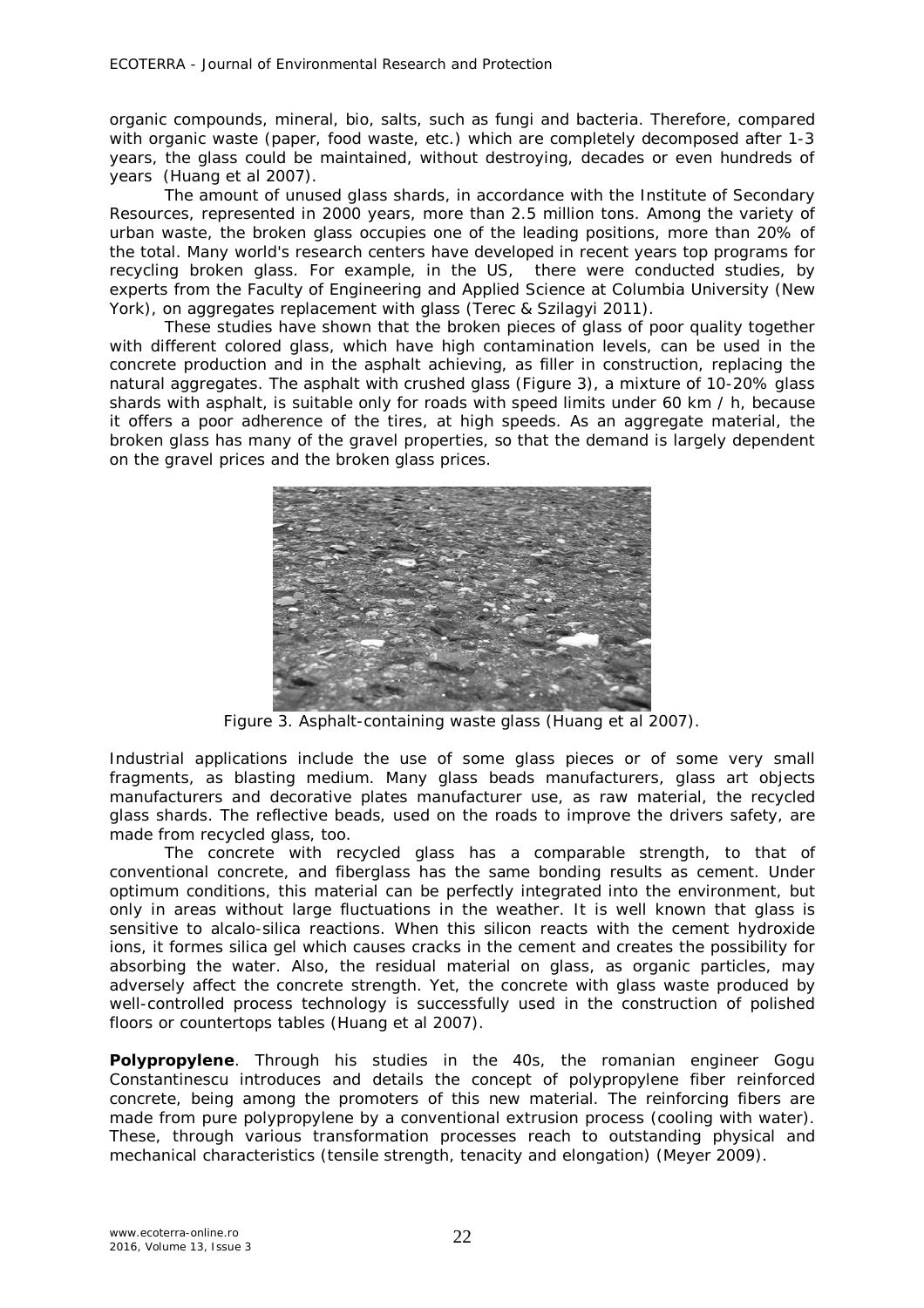organic compounds, mineral, bio, salts, such as fungi and bacteria. Therefore, compared with organic waste (paper, food waste, etc.) which are completely decomposed after 1-3 years, the glass could be maintained, without destroying, decades or even hundreds of years (Huang et al 2007).

The amount of unused glass shards, in accordance with the Institute of Secondary Resources, represented in 2000 years, more than 2.5 million tons. Among the variety of urban waste, the broken glass occupies one of the leading positions, more than 20% of the total. Many world's research centers have developed in recent years top programs for recycling broken glass. For example, in the US, there were conducted studies, by experts from the Faculty of Engineering and Applied Science at Columbia University (New York), on aggregates replacement with glass (Terec & Szilagyi 2011).

These studies have shown that the broken pieces of glass of poor quality together with different colored glass, which have high contamination levels, can be used in the concrete production and in the asphalt achieving, as filler in construction, replacing the natural aggregates. The asphalt with crushed glass (Figure 3), a mixture of 10-20% glass shards with asphalt, is suitable only for roads with speed limits under 60 km / h, because it offers a poor adherence of the tires, at high speeds. As an aggregate material, the broken glass has many of the gravel properties, so that the demand is largely dependent on the gravel prices and the broken glass prices.

Figure 3. Asphalt-containing waste glass (Huang et al 2007).

Industrial applications include the use of some glass pieces or of some very small fragments, as blasting medium. Many glass beads manufacturers, glass art objects manufacturers and decorative plates manufacturer use, as raw material, the recycled glass shards. The reflective beads, used on the roads to improve the drivers safety, are made from recycled glass, too.

The concrete with recycled glass has a comparable strength, to that of conventional concrete, and fiberglass has the same bonding results as cement. Under optimum conditions, this material can be perfectly integrated into the environment, but only in areas without large fluctuations in the weather. It is well known that glass is sensitive to alcalo-silica reactions. When this silicon reacts with the cement hydroxide ions, it formes silica gel which causes cracks in the cement and creates the possibility for absorbing the water. Also, the residual material on glass, as organic particles, may adversely affect the concrete strength. Yet, the concrete with glass waste produced by well-controlled process technology is successfully used in the construction of polished floors or countertops tables (Huang et al 2007).

**Polypropylene**. Through his studies in the 40s, the romanian engineer Gogu Constantinescu introduces and details the concept of polypropylene fiber reinforced concrete, being among the promoters of this new material. The reinforcing fibers are made from pure polypropylene by a conventional extrusion process (cooling with water). These, through various transformation processes reach to outstanding physical and mechanical characteristics (tensile strength, tenacity and elongation) (Meyer 2009).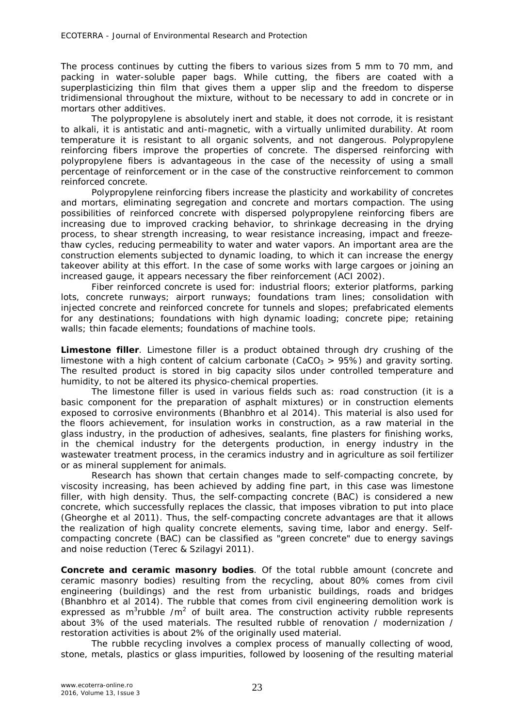The process continues by cutting the fibers to various sizes from 5 mm to 70 mm, and packing in water-soluble paper bags. While cutting, the fibers are coated with a superplasticizing thin film that gives them a upper slip and the freedom to disperse tridimensional throughout the mixture, without to be necessary to add in concrete or in mortars other additives.

The polypropylene is absolutely inert and stable, it does not corrode, it is resistant to alkali, it is antistatic and anti-magnetic, with a virtually unlimited durability. At room temperature it is resistant to all organic solvents, and not dangerous. Polypropylene reinforcing fibers improve the properties of concrete. The dispersed reinforcing with polypropylene fibers is advantageous in the case of the necessity of using a small percentage of reinforcement or in the case of the constructive reinforcement to common reinforced concrete.

Polypropylene reinforcing fibers increase the plasticity and workability of concretes and mortars, eliminating segregation and concrete and mortars compaction. The using possibilities of reinforced concrete with dispersed polypropylene reinforcing fibers are increasing due to improved cracking behavior, to shrinkage decreasing in the drying process, to shear strength increasing, to wear resistance increasing, impact and freeze-thaw cycles, reducing permeability to water and water vapors. An important area are the construction elements subjected to dynamic loading, to which it can increase the energy takeover ability at this effort. In the case of some works with large cargoes or joining an increased gauge, it appears necessary the fiber reinforcement (ACI 2002).

Fiber reinforced concrete is used for: industrial floors; exterior platforms, parking lots, concrete runways; airport runways; foundations tram lines; consolidation with injected concrete and reinforced concrete for tunnels and slopes; prefabricated elements for any destinations; foundations with high dynamic loading; concrete pipe; retaining walls; thin facade elements; foundations of machine tools.

**Limestone filler**. Limestone filler is a product obtained through dry crushing of the limestone with a high content of calcium carbonate ($CaCO_3 > 95\%$) and gravity sorting. The resulted product is stored in big capacity silos under controlled temperature and humidity, to not be altered its physico-chemical properties.

The limestone filler is used in various fields such as: road construction (it is a basic component for the preparation of asphalt mixtures) or in construction elements exposed to corrosive environments (Bhanbhro et al 2014). This material is also used for the floors achievement, for insulation works in construction, as a raw material in the glass industry, in the production of adhesives, sealants, fine plasters for finishing works, in the chemical industry for the detergents production, in energy industry in the wastewater treatment process, in the ceramics industry and in agriculture as soil fertilizer or as mineral supplement for animals.

Research has shown that certain changes made to self-compacting concrete, by viscosity increasing, has been achieved by adding fine part, in this case was limestone filler, with high density. Thus, the self-compacting concrete (BAC) is considered a new concrete, which successfully replaces the classic, that imposes vibration to put into place (Gheorghe et al 2011). Thus, the self-compacting concrete advantages are that it allows the realization of high quality concrete elements, saving time, labor and energy. Self-compacting concrete (BAC) can be classified as "green concrete" due to energy savings and noise reduction (Terec & Szilagyi 2011).

**Concrete and ceramic masonry bodies**. Of the total rubble amount (concrete and ceramic masonry bodies) resulting from the recycling, about 80% comes from civil engineering (buildings) and the rest from urbanistic buildings, roads and bridges (Bhanbhro et al 2014). The rubble that comes from civil engineering demolition work is expressed as $m^3$rubble /$m^2$ of built area. The construction activity rubble represents about 3% of the used materials. The resulted rubble of renovation / modernization / restoration activities is about 2% of the originally used material.

The rubble recycling involves a complex process of manually collecting of wood, stone, metals, plastics or glass impurities, followed by loosening of the resulting material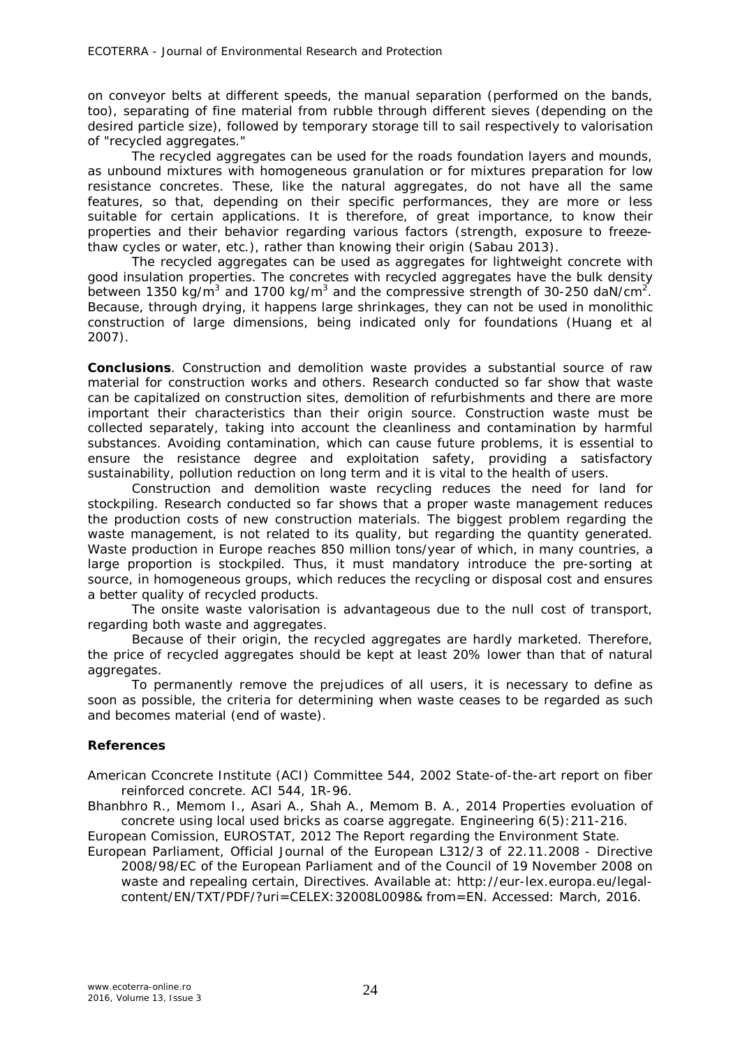on conveyor belts at different speeds, the manual separation (performed on the bands, too), separating of fine material from rubble through different sieves (depending on the desired particle size), followed by temporary storage till to sail respectively to valorisation of "recycled aggregates."

The recycled aggregates can be used for the roads foundation layers and mounds, as unbound mixtures with homogeneous granulation or for mixtures preparation for low resistance concretes. These, like the natural aggregates, do not have all the same features, so that, depending on their specific performances, they are more or less suitable for certain applications. It is therefore, of great importance, to know their properties and their behavior regarding various factors (strength, exposure to freeze-thaw cycles or water, etc.), rather than knowing their origin (Sabau 2013).

The recycled aggregates can be used as aggregates for lightweight concrete with good insulation properties. The concretes with recycled aggregates have the bulk density between 1350 kg/m$^3$ and 1700 kg/m$^3$ and the compressive strength of 30-250 daN/cm$^2$. Because, through drying, it happens large shrinkages, they can not be used in monolithic construction of large dimensions, being indicated only for foundations (Huang et al 2007).

**Conclusions**. Construction and demolition waste provides a substantial source of raw material for construction works and others. Research conducted so far show that waste can be capitalized on construction sites, demolition of refurbishments and there are more important their characteristics than their origin source. Construction waste must be collected separately, taking into account the cleanliness and contamination by harmful substances. Avoiding contamination, which can cause future problems, it is essential to ensure the resistance degree and exploitation safety, providing a satisfactory sustainability, pollution reduction on long term and it is vital to the health of users.

Construction and demolition waste recycling reduces the need for land for stockpiling. Research conducted so far shows that a proper waste management reduces the production costs of new construction materials. The biggest problem regarding the waste management, is not related to its quality, but regarding the quantity generated. Waste production in Europe reaches 850 million tons/year of which, in many countries, a large proportion is stockpiled. Thus, it must mandatory introduce the pre-sorting at source, in homogeneous groups, which reduces the recycling or disposal cost and ensures a better quality of recycled products.

The onsite waste valorisation is advantageous due to the null cost of transport, regarding both waste and aggregates.

Because of their origin, the recycled aggregates are hardly marketed. Therefore, the price of recycled aggregates should be kept at least 20% lower than that of natural aggregates.

To permanently remove the prejudices of all users, it is necessary to define as soon as possible, the criteria for determining when waste ceases to be regarded as such and becomes material (end of waste).

**References**

American Cconcrete Institute (ACI) Committee 544, 2002 State-of-the-art report on fiber reinforced concrete. ACI 544, 1R-96.

Bhanbhro R., Memom I., Asari A., Shah A., Memom B. A., 2014 Properties evoluation of concrete using local used bricks as coarse aggregate. Engineering 6(5):211-216.

European Comission, EUROSTAT, 2012 The Report regarding the Environment State.

European Parliament, Official Journal of the European L312/3 of 22.11.2008 - Directive 2008/98/EC of the European Parliament and of the Council of 19 November 2008 on waste and repealing certain, Directives. Available at: http://eur-lex.europa.eu/legal-content/EN/TXT/PDF/?uri=CELEX:32008L0098&from=EN. Accessed: March, 2016.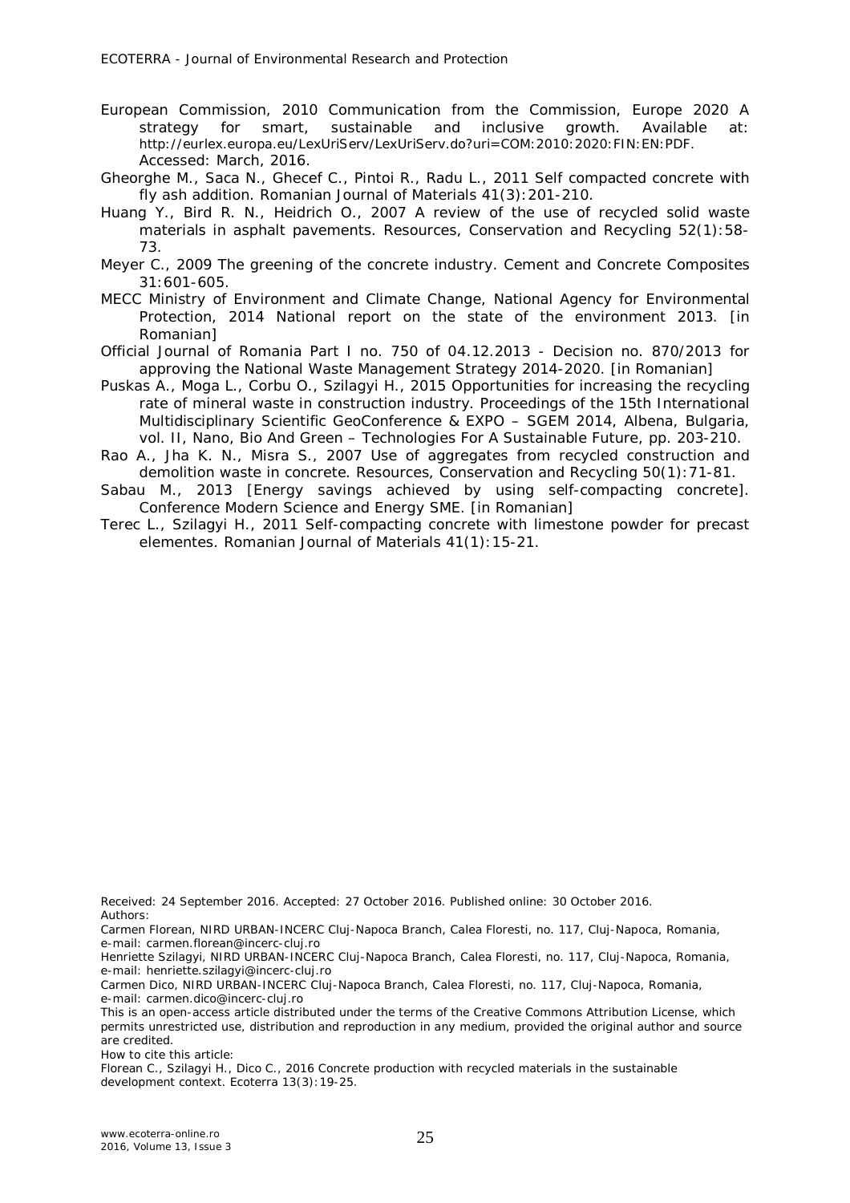European Commission, 2010 Communication from the Commission, Europe 2020 A strategy for smart, sustainable and inclusive growth. Available at: http://eurlex.europa.eu/LexUriServ/LexUriServ.do?uri=COM:2010:2020:FIN:EN:PDF. Accessed: March, 2016.

Gheorghe M., Saca N., Ghecef C., Pintoi R., Radu L., 2011 Self compacted concrete with fly ash addition. Romanian Journal of Materials 41(3):201-210.

Huang Y., Bird R. N., Heidrich O., 2007 A review of the use of recycled solid waste materials in asphalt pavements. Resources, Conservation and Recycling 52(1):58-73.

Meyer C., 2009 The greening of the concrete industry. Cement and Concrete Composites 31:601-605.

MECC Ministry of Environment and Climate Change, National Agency for Environmental Protection, 2014 National report on the state of the environment 2013. [in Romanian]

Official Journal of Romania Part I no. 750 of 04.12.2013 - Decision no. 870/2013 for approving the National Waste Management Strategy 2014-2020. [in Romanian]

Puskas A., Moga L., Corbu O., Szilagyi H., 2015 Opportunities for increasing the recycling rate of mineral waste in construction industry. Proceedings of the 15th International Multidisciplinary Scientific GeoConference & EXPO – SGEM 2014, Albena, Bulgaria, vol. II, Nano, Bio And Green – Technologies For A Sustainable Future, pp. 203-210.

Rao A., Jha K. N., Misra S., 2007 Use of aggregates from recycled construction and demolition waste in concrete. Resources, Conservation and Recycling 50(1):71-81.

Sabau M., 2013 [Energy savings achieved by using self-compacting concrete]. Conference Modern Science and Energy SME. [in Romanian]

Terec L., Szilagyi H., 2011 Self-compacting concrete with limestone powder for precast elementes. Romanian Journal of Materials 41(1):15-21.

Received: 24 September 2016. Accepted: 27 October 2016. Published online: 30 October 2016.
Authors:
Carmen Florean, NIRD URBAN-INCERC Cluj-Napoca Branch, Calea Floresti, no. 117, Cluj-Napoca, Romania, e-mail: carmen.florean@incerc-cluj.ro
Henriette Szilagyi, NIRD URBAN-INCERC Cluj-Napoca Branch, Calea Floresti, no. 117, Cluj-Napoca, Romania, e-mail: henriette.szilagyi@incerc-cluj.ro
Carmen Dico, NIRD URBAN-INCERC Cluj-Napoca Branch, Calea Floresti, no. 117, Cluj-Napoca, Romania, e-mail: carmen.dico@incerc-cluj.ro
This is an open-access article distributed under the terms of the Creative Commons Attribution License, which permits unrestricted use, distribution and reproduction in any medium, provided the original author and source are credited.
How to cite this article:
Florean C., Szilagyi H., Dico C., 2016 Concrete production with recycled materials in the sustainable development context. Ecoterra 13(3):19-25.